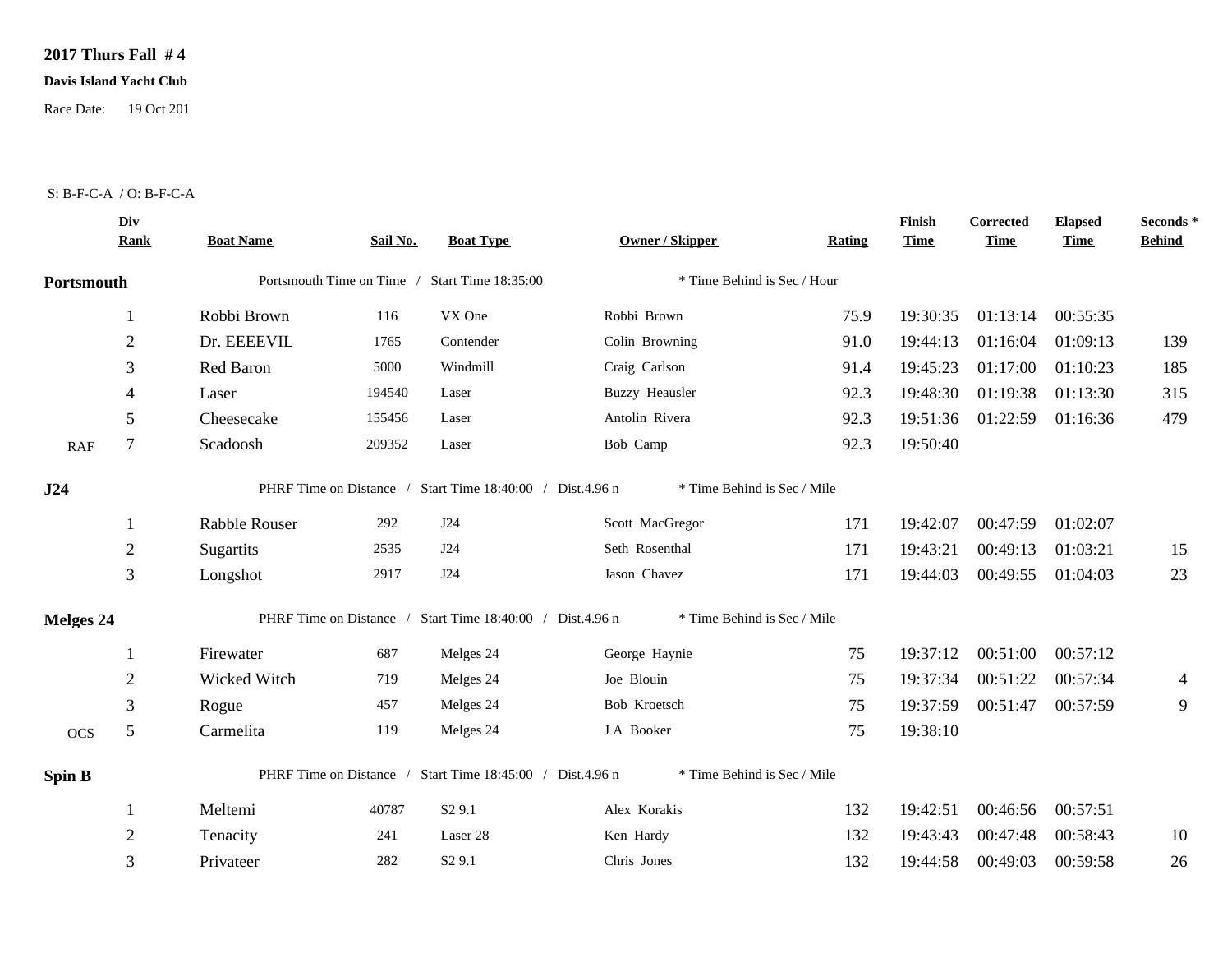**2017 Thurs Fall # 4**

**Davis Island Yacht Club**

Race Date: 19 Oct 201

S: B-F-C-A / O: B-F-C-A

| | Div Rank | Boat Name | Sail No. | Boat Type | Owner / Skipper | Rating | Finish Time | Corrected Time | Elapsed Time | Seconds * Behind |
|---|---|---|---|---|---|---|---|---|---|---|
| **Portsmouth** | | Portsmouth Time on Time / Start Time 18:35:00 | | | * Time Behind is Sec / Hour | | | | | |
| | 1 | Robbi Brown | 116 | VX One | Robbi Brown | 75.9 | 19:30:35 | 01:13:14 | 00:55:35 | |
| | 2 | Dr. EEEEVIL | 1765 | Contender | Colin Browning | 91.0 | 19:44:13 | 01:16:04 | 01:09:13 | 139 |
| | 3 | Red Baron | 5000 | Windmill | Craig Carlson | 91.4 | 19:45:23 | 01:17:00 | 01:10:23 | 185 |
| | 4 | Laser | 194540 | Laser | Buzzy Heausler | 92.3 | 19:48:30 | 01:19:38 | 01:13:30 | 315 |
| | 5 | Cheesecake | 155456 | Laser | Antolin Rivera | 92.3 | 19:51:36 | 01:22:59 | 01:16:36 | 479 |
| RAF | 7 | Scadoosh | 209352 | Laser | Bob Camp | 92.3 | 19:50:40 | | | |
| **J24** | | PHRF Time on Distance / Start Time 18:40:00 / Dist.4.96 n | | | * Time Behind is Sec / Mile | | | | | |
| | 1 | Rabble Rouser | 292 | J24 | Scott MacGregor | 171 | 19:42:07 | 00:47:59 | 01:02:07 | |
| | 2 | Sugartits | 2535 | J24 | Seth Rosenthal | 171 | 19:43:21 | 00:49:13 | 01:03:21 | 15 |
| | 3 | Longshot | 2917 | J24 | Jason Chavez | 171 | 19:44:03 | 00:49:55 | 01:04:03 | 23 |
| **Melges 24** | | PHRF Time on Distance / Start Time 18:40:00 / Dist.4.96 n | | | * Time Behind is Sec / Mile | | | | | |
| | 1 | Firewater | 687 | Melges 24 | George Haynie | 75 | 19:37:12 | 00:51:00 | 00:57:12 | |
| | 2 | Wicked Witch | 719 | Melges 24 | Joe Blouin | 75 | 19:37:34 | 00:51:22 | 00:57:34 | 4 |
| | 3 | Rogue | 457 | Melges 24 | Bob Kroetsch | 75 | 19:37:59 | 00:51:47 | 00:57:59 | 9 |
| OCS | 5 | Carmelita | 119 | Melges 24 | J A Booker | 75 | 19:38:10 | | | |
| **Spin B** | | PHRF Time on Distance / Start Time 18:45:00 / Dist.4.96 n | | | * Time Behind is Sec / Mile | | | | | |
| | 1 | Meltemi | 40787 | S2 9.1 | Alex Korakis | 132 | 19:42:51 | 00:46:56 | 00:57:51 | |
| | 2 | Tenacity | 241 | Laser 28 | Ken Hardy | 132 | 19:43:43 | 00:47:48 | 00:58:43 | 10 |
| | 3 | Privateer | 282 | S2 9.1 | Chris Jones | 132 | 19:44:58 | 00:49:03 | 00:59:58 | 26 |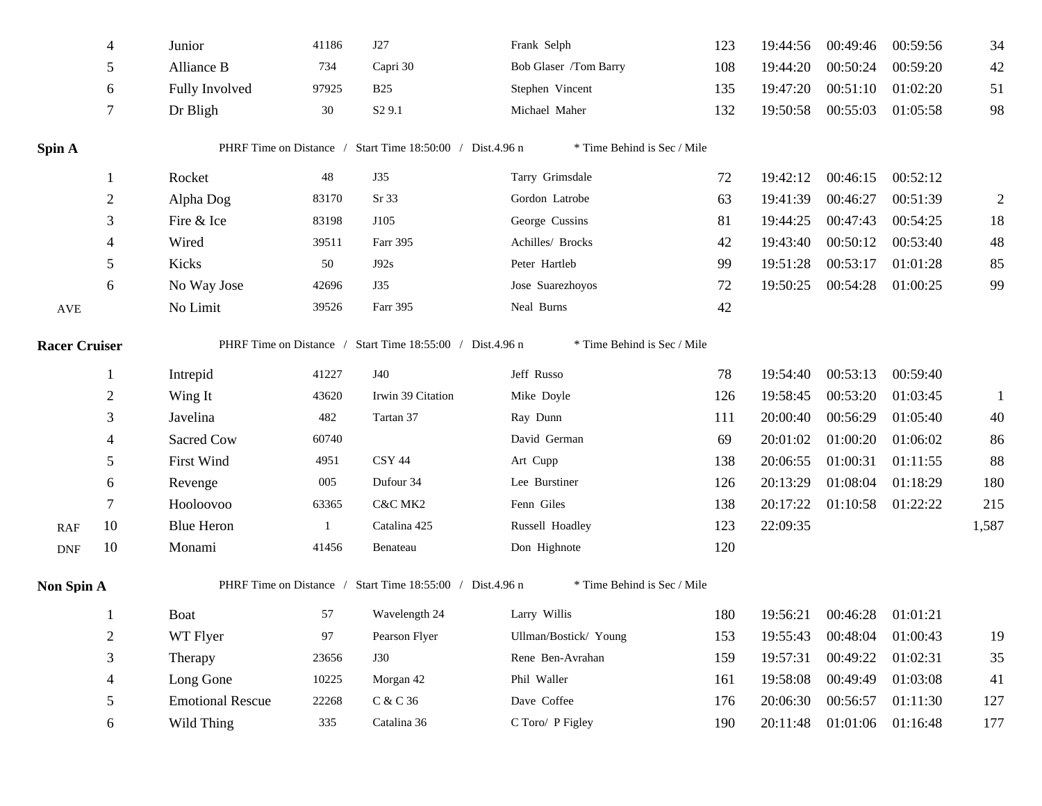| | Place | Boat | Sail # | Type | Skipper | PHRF | Finish | Elapsed | Corrected | Time Behind |
|---|---|---|---|---|---|---|---|---|---|---|
| | 4 | Junior | 41186 | J27 | Frank Selph | 123 | 19:44:56 | 00:49:46 | 00:59:56 | 34 |
| | 5 | Alliance B | 734 | Capri 30 | Bob Glaser /Tom Barry | 108 | 19:44:20 | 00:50:24 | 00:59:20 | 42 |
| | 6 | Fully Involved | 97925 | B25 | Stephen Vincent | 135 | 19:47:20 | 00:51:10 | 01:02:20 | 51 |
| | 7 | Dr Bligh | 30 | S2 9.1 | Michael Maher | 132 | 19:50:58 | 00:55:03 | 01:05:58 | 98 |

**Spin A** — PHRF Time on Distance / Start Time 18:50:00 / Dist.4.96 n — * Time Behind is Sec / Mile

| | Place | Boat | Sail # | Type | Skipper | PHRF | Finish | Elapsed | Corrected | Time Behind |
|---|---|---|---|---|---|---|---|---|---|---|
| | 1 | Rocket | 48 | J35 | Tarry Grimsdale | 72 | 19:42:12 | 00:46:15 | 00:52:12 | |
| | 2 | Alpha Dog | 83170 | Sr 33 | Gordon Latrobe | 63 | 19:41:39 | 00:46:27 | 00:51:39 | 2 |
| | 3 | Fire & Ice | 83198 | J105 | George Cussins | 81 | 19:44:25 | 00:47:43 | 00:54:25 | 18 |
| | 4 | Wired | 39511 | Farr 395 | Achilles/ Brocks | 42 | 19:43:40 | 00:50:12 | 00:53:40 | 48 |
| | 5 | Kicks | 50 | J92s | Peter Hartleb | 99 | 19:51:28 | 00:53:17 | 01:01:28 | 85 |
| | 6 | No Way Jose | 42696 | J35 | Jose Suarezhoyos | 72 | 19:50:25 | 00:54:28 | 01:00:25 | 99 |
| AVE | | No Limit | 39526 | Farr 395 | Neal Burns | 42 | | | | |

**Racer Cruiser** — PHRF Time on Distance / Start Time 18:55:00 / Dist.4.96 n — * Time Behind is Sec / Mile

| | Place | Boat | Sail # | Type | Skipper | PHRF | Finish | Elapsed | Corrected | Time Behind |
|---|---|---|---|---|---|---|---|---|---|---|
| | 1 | Intrepid | 41227 | J40 | Jeff Russo | 78 | 19:54:40 | 00:53:13 | 00:59:40 | |
| | 2 | Wing It | 43620 | Irwin 39 Citation | Mike Doyle | 126 | 19:58:45 | 00:53:20 | 01:03:45 | 1 |
| | 3 | Javelina | 482 | Tartan 37 | Ray Dunn | 111 | 20:00:40 | 00:56:29 | 01:05:40 | 40 |
| | 4 | Sacred Cow | 60740 | | David German | 69 | 20:01:02 | 01:00:20 | 01:06:02 | 86 |
| | 5 | First Wind | 4951 | CSY 44 | Art Cupp | 138 | 20:06:55 | 01:00:31 | 01:11:55 | 88 |
| | 6 | Revenge | 005 | Dufour 34 | Lee Burstiner | 126 | 20:13:29 | 01:08:04 | 01:18:29 | 180 |
| | 7 | Hooloovoo | 63365 | C&C MK2 | Fenn Giles | 138 | 20:17:22 | 01:10:58 | 01:22:22 | 215 |
| RAF | 10 | Blue Heron | 1 | Catalina 425 | Russell Hoadley | 123 | 22:09:35 | | | 1,587 |
| DNF | 10 | Monami | 41456 | Benateau | Don Highnote | 120 | | | | |

**Non Spin A** — PHRF Time on Distance / Start Time 18:55:00 / Dist.4.96 n — * Time Behind is Sec / Mile

| | Place | Boat | Sail # | Type | Skipper | PHRF | Finish | Elapsed | Corrected | Time Behind |
|---|---|---|---|---|---|---|---|---|---|---|
| | 1 | Boat | 57 | Wavelength 24 | Larry Willis | 180 | 19:56:21 | 00:46:28 | 01:01:21 | |
| | 2 | WT Flyer | 97 | Pearson Flyer | Ullman/Bostick/ Young | 153 | 19:55:43 | 00:48:04 | 01:00:43 | 19 |
| | 3 | Therapy | 23656 | J30 | Rene Ben-Avrahan | 159 | 19:57:31 | 00:49:22 | 01:02:31 | 35 |
| | 4 | Long Gone | 10225 | Morgan 42 | Phil Waller | 161 | 19:58:08 | 00:49:49 | 01:03:08 | 41 |
| | 5 | Emotional Rescue | 22268 | C & C 36 | Dave Coffee | 176 | 20:06:30 | 00:56:57 | 01:11:30 | 127 |
| | 6 | Wild Thing | 335 | Catalina 36 | C Toro/ P Figley | 190 | 20:11:48 | 01:01:06 | 01:16:48 | 177 |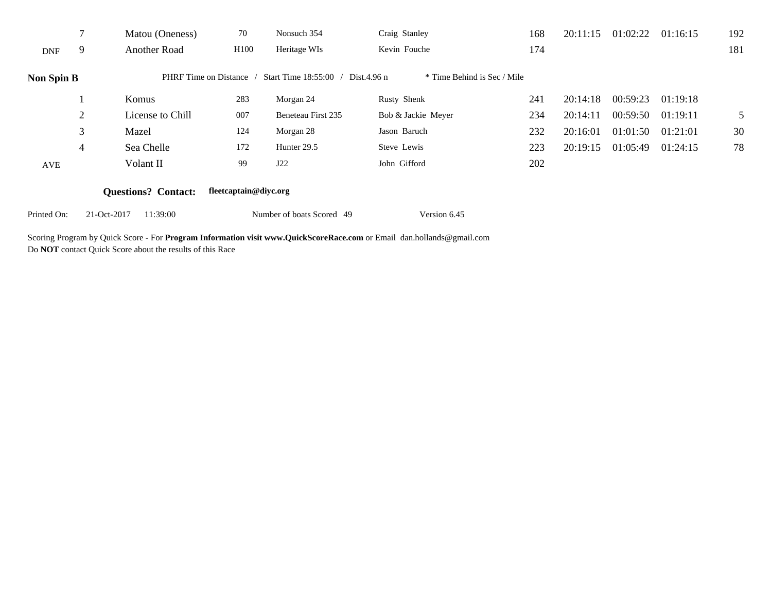| | | | | | | | | | | |
|---|---|---|---|---|---|---|---|---|---|---|
| | 7 | Matou (Oneness) | 70 | Nonsuch 354 | Craig Stanley | 168 | 20:11:15 | 01:02:22 | 01:16:15 | 192 |
| DNF | 9 | Another Road | H100 | Heritage WIs | Kevin Fouche | 174 | | | | 181 |

**Non Spin B** PHRF Time on Distance / Start Time 18:55:00 / Dist.4.96 n * Time Behind is Sec / Mile

| | | | | | | | | | | |
|---|---|---|---|---|---|---|---|---|---|---|
| | 1 | Komus | 283 | Morgan 24 | Rusty Shenk | 241 | 20:14:18 | 00:59:23 | 01:19:18 | |
| | 2 | License to Chill | 007 | Beneteau First 235 | Bob & Jackie Meyer | 234 | 20:14:11 | 00:59:50 | 01:19:11 | 5 |
| | 3 | Mazel | 124 | Morgan 28 | Jason Baruch | 232 | 20:16:01 | 01:01:50 | 01:21:01 | 30 |
| | 4 | Sea Chelle | 172 | Hunter 29.5 | Steve Lewis | 223 | 20:19:15 | 01:05:49 | 01:24:15 | 78 |
| AVE | | Volant II | 99 | J22 | John Gifford | 202 | | | | |

**Questions? Contact:** **fleetcaptain@diyc.org**

Printed On: 21-Oct-2017 11:39:00 Number of boats Scored 49 Version 6.45

Scoring Program by Quick Score - For **Program Information visit www.QuickScoreRace.com** or Email dan.hollands@gmail.com
Do **NOT** contact Quick Score about the results of this Race